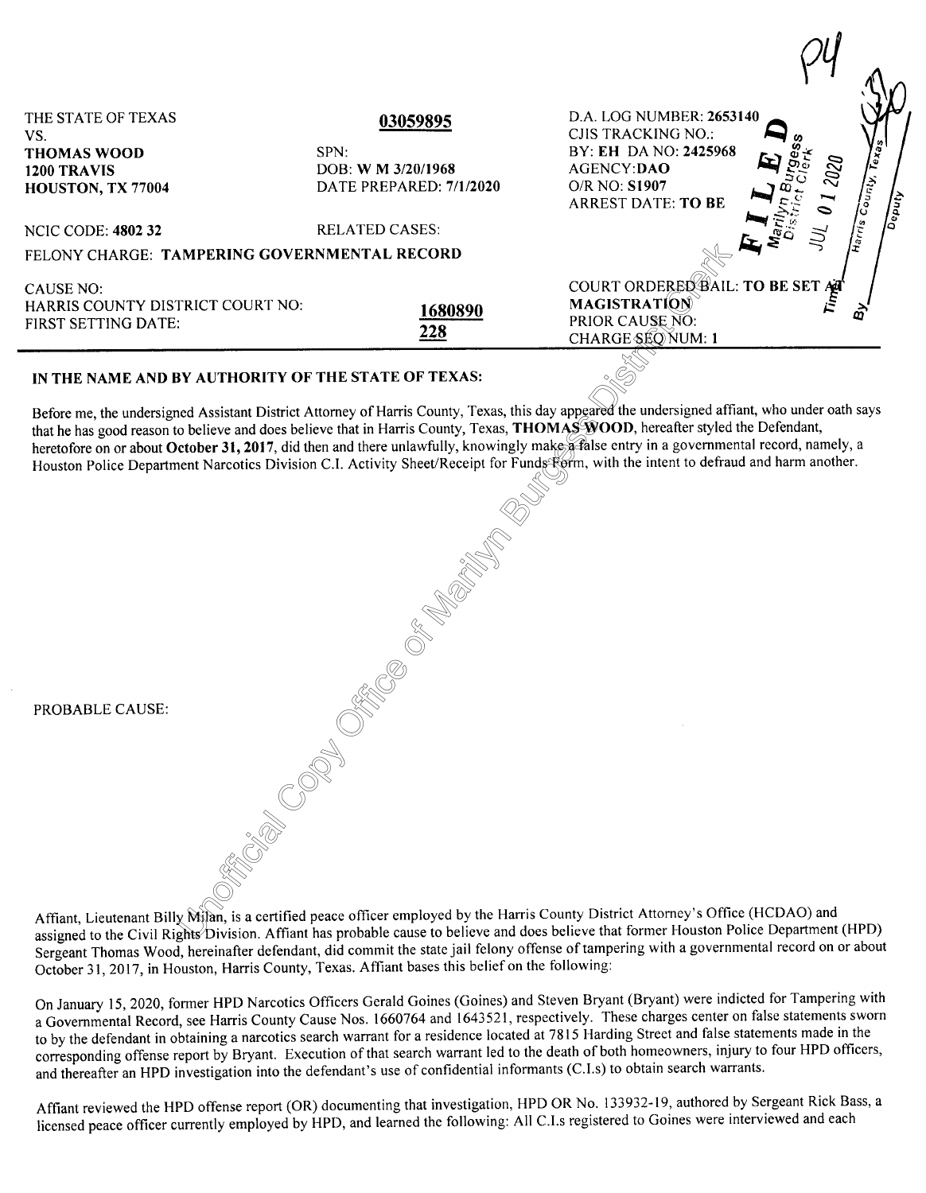| | | |
|---|---|---|
| THE STATE OF TEXAS | **03059895** | D.A. LOG NUMBER: **2653140** |
| VS. | | CJIS TRACKING NO.: |
| **THOMAS WOOD** | SPN: | BY: **EH** DA NO: **2425968** |
| **1200 TRAVIS** | DOB: **W M 3/20/1968** | AGENCY:**DAO** |
| **HOUSTON, TX 77004** | DATE PREPARED: **7/1/2020** | O/R NO: **S1907** |
| | | ARREST DATE: **TO BE** |
| NCIC CODE: **4802 32** | RELATED CASES: | |

FELONY CHARGE: **TAMPERING GOVERNMENTAL RECORD**

| | | |
|---|---|---|
| CAUSE NO: | | COURT ORDERED BAIL: **TO BE SET AT MAGISTRATION** |
| HARRIS COUNTY DISTRICT COURT NO: | **1680890** | PRIOR CAUSE NO: |
| FIRST SETTING DATE: | **228** | CHARGE SEQ NUM: **1** |

FILED
Marilyn Burgess
District Clerk
JUL 01 2020
Time:
Harris County, Texas
By
Deputy

**IN THE NAME AND BY AUTHORITY OF THE STATE OF TEXAS:**

Before me, the undersigned Assistant District Attorney of Harris County, Texas, this day appeared the undersigned affiant, who under oath says that he has good reason to believe and does believe that in Harris County, Texas, **THOMAS WOOD**, hereafter styled the Defendant, heretofore on or about **October 31, 2017**, did then and there unlawfully, knowingly make a false entry in a governmental record, namely, a Houston Police Department Narcotics Division C.I. Activity Sheet/Receipt for Funds Form, with the intent to defraud and harm another.

PROBABLE CAUSE:

Affiant, Lieutenant Billy Milan, is a certified peace officer employed by the Harris County District Attorney's Office (HCDAO) and assigned to the Civil Rights Division. Affiant has probable cause to believe and does believe that former Houston Police Department (HPD) Sergeant Thomas Wood, hereinafter defendant, did commit the state jail felony offense of tampering with a governmental record on or about October 31, 2017, in Houston, Harris County, Texas. Affiant bases this belief on the following:

On January 15, 2020, former HPD Narcotics Officers Gerald Goines (Goines) and Steven Bryant (Bryant) were indicted for Tampering with a Governmental Record, see Harris County Cause Nos. 1660764 and 1643521, respectively. These charges center on false statements sworn to by the defendant in obtaining a narcotics search warrant for a residence located at 7815 Harding Street and false statements made in the corresponding offense report by Bryant. Execution of that search warrant led to the death of both homeowners, injury to four HPD officers, and thereafter an HPD investigation into the defendant's use of confidential informants (C.I.s) to obtain search warrants.

Affiant reviewed the HPD offense report (OR) documenting that investigation, HPD OR No. 133932-19, authored by Sergeant Rick Bass, a licensed peace officer currently employed by HPD, and learned the following: All C.I.s registered to Goines were interviewed and each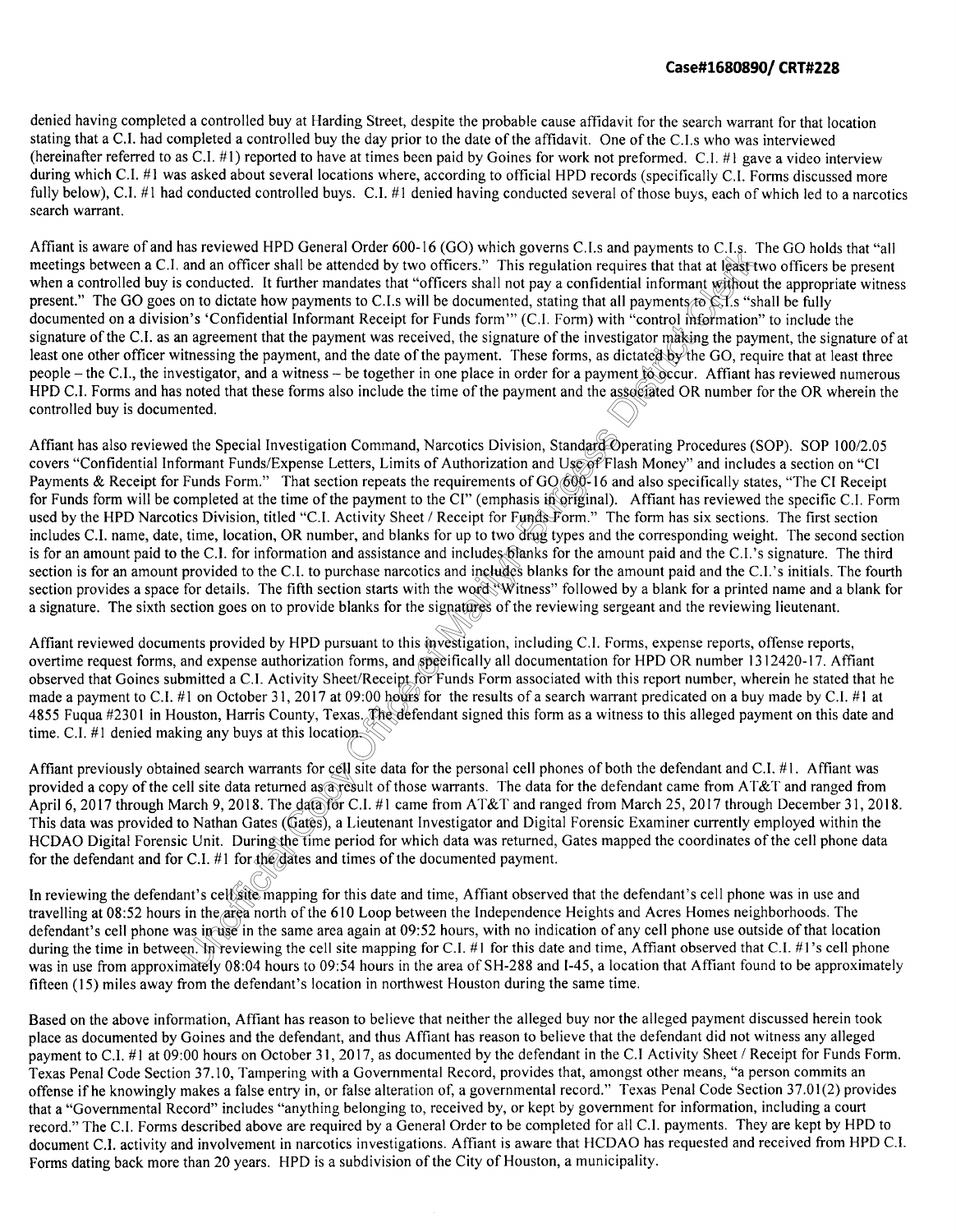denied having completed a controlled buy at Harding Street, despite the probable cause affidavit for the search warrant for that location stating that a C.I. had completed a controlled buy the day prior to the date of the affidavit. One of the C.I.s who was interviewed (hereinafter referred to as C.I. #1) reported to have at times been paid by Goines for work not preformed. C.I. #1 gave a video interview during which C.I. #1 was asked about several locations where, according to official HPD records (specifically C.I. Forms discussed more fully below), C.I. #1 had conducted controlled buys. C.I. #1 denied having conducted several of those buys, each of which led to a narcotics search warrant.

Affiant is aware of and has reviewed HPD General Order 600-16 (GO) which governs C.I.s and payments to C.I.s. The GO holds that "all meetings between a C.I. and an officer shall be attended by two officers." This regulation requires that that at least two officers be present when a controlled buy is conducted. It further mandates that "officers shall not pay a confidential informant without the appropriate witness present." The GO goes on to dictate how payments to C.I.s will be documented, stating that all payments to C.I.s "shall be fully documented on a division's 'Confidential Informant Receipt for Funds form'" (C.I. Form) with "control information" to include the signature of the C.I. as an agreement that the payment was received, the signature of the investigator making the payment, the signature of at least one other officer witnessing the payment, and the date of the payment. These forms, as dictated by the GO, require that at least three people – the C.I., the investigator, and a witness – be together in one place in order for a payment to occur. Affiant has reviewed numerous HPD C.I. Forms and has noted that these forms also include the time of the payment and the associated OR number for the OR wherein the controlled buy is documented.

Affiant has also reviewed the Special Investigation Command, Narcotics Division, Standard Operating Procedures (SOP). SOP 100/2.05 covers "Confidential Informant Funds/Expense Letters, Limits of Authorization and Use of Flash Money" and includes a section on "CI Payments & Receipt for Funds Form." That section repeats the requirements of GO 600-16 and also specifically states, "The CI Receipt for Funds form will be completed at the time of the payment to the CI" (emphasis in original). Affiant has reviewed the specific C.I. Form used by the HPD Narcotics Division, titled "C.I. Activity Sheet / Receipt for Funds Form." The form has six sections. The first section includes C.I. name, date, time, location, OR number, and blanks for up to two drug types and the corresponding weight. The second section is for an amount paid to the C.I. for information and assistance and includes blanks for the amount paid and the C.I.'s signature. The third section is for an amount provided to the C.I. to purchase narcotics and includes blanks for the amount paid and the C.I.'s initials. The fourth section provides a space for details. The fifth section starts with the word "Witness" followed by a blank for a printed name and a blank for a signature. The sixth section goes on to provide blanks for the signatures of the reviewing sergeant and the reviewing lieutenant.

Affiant reviewed documents provided by HPD pursuant to this investigation, including C.I. Forms, expense reports, offense reports, overtime request forms, and expense authorization forms, and specifically all documentation for HPD OR number 1312420-17. Affiant observed that Goines submitted a C.I. Activity Sheet/Receipt for Funds Form associated with this report number, wherein he stated that he made a payment to C.I. #1 on October 31, 2017 at 09:00 hours for the results of a search warrant predicated on a buy made by C.I. #1 at 4855 Fuqua #2301 in Houston, Harris County, Texas. The defendant signed this form as a witness to this alleged payment on this date and time. C.I. #1 denied making any buys at this location.

Affiant previously obtained search warrants for cell site data for the personal cell phones of both the defendant and C.I. #1. Affiant was provided a copy of the cell site data returned as a result of those warrants. The data for the defendant came from AT&T and ranged from April 6, 2017 through March 9, 2018. The data for C.I. #1 came from AT&T and ranged from March 25, 2017 through December 31, 2018. This data was provided to Nathan Gates (Gates), a Lieutenant Investigator and Digital Forensic Examiner currently employed within the HCDAO Digital Forensic Unit. During the time period for which data was returned, Gates mapped the coordinates of the cell phone data for the defendant and for C.I. #1 for the dates and times of the documented payment.

In reviewing the defendant's cell site mapping for this date and time, Affiant observed that the defendant's cell phone was in use and travelling at 08:52 hours in the area north of the 610 Loop between the Independence Heights and Acres Homes neighborhoods. The defendant's cell phone was in use in the same area again at 09:52 hours, with no indication of any cell phone use outside of that location during the time in between. In reviewing the cell site mapping for C.I. #1 for this date and time, Affiant observed that C.I. #1's cell phone was in use from approximately 08:04 hours to 09:54 hours in the area of SH-288 and I-45, a location that Affiant found to be approximately fifteen (15) miles away from the defendant's location in northwest Houston during the same time.

Based on the above information, Affiant has reason to believe that neither the alleged buy nor the alleged payment discussed herein took place as documented by Goines and the defendant, and thus Affiant has reason to believe that the defendant did not witness any alleged payment to C.I. #1 at 09:00 hours on October 31, 2017, as documented by the defendant in the C.I Activity Sheet / Receipt for Funds Form. Texas Penal Code Section 37.10, Tampering with a Governmental Record, provides that, amongst other means, "a person commits an offense if he knowingly makes a false entry in, or false alteration of, a governmental record." Texas Penal Code Section 37.01(2) provides that a "Governmental Record" includes "anything belonging to, received by, or kept by government for information, including a court record." The C.I. Forms described above are required by a General Order to be completed for all C.I. payments. They are kept by HPD to document C.I. activity and involvement in narcotics investigations. Affiant is aware that HCDAO has requested and received from HPD C.I. Forms dating back more than 20 years. HPD is a subdivision of the City of Houston, a municipality.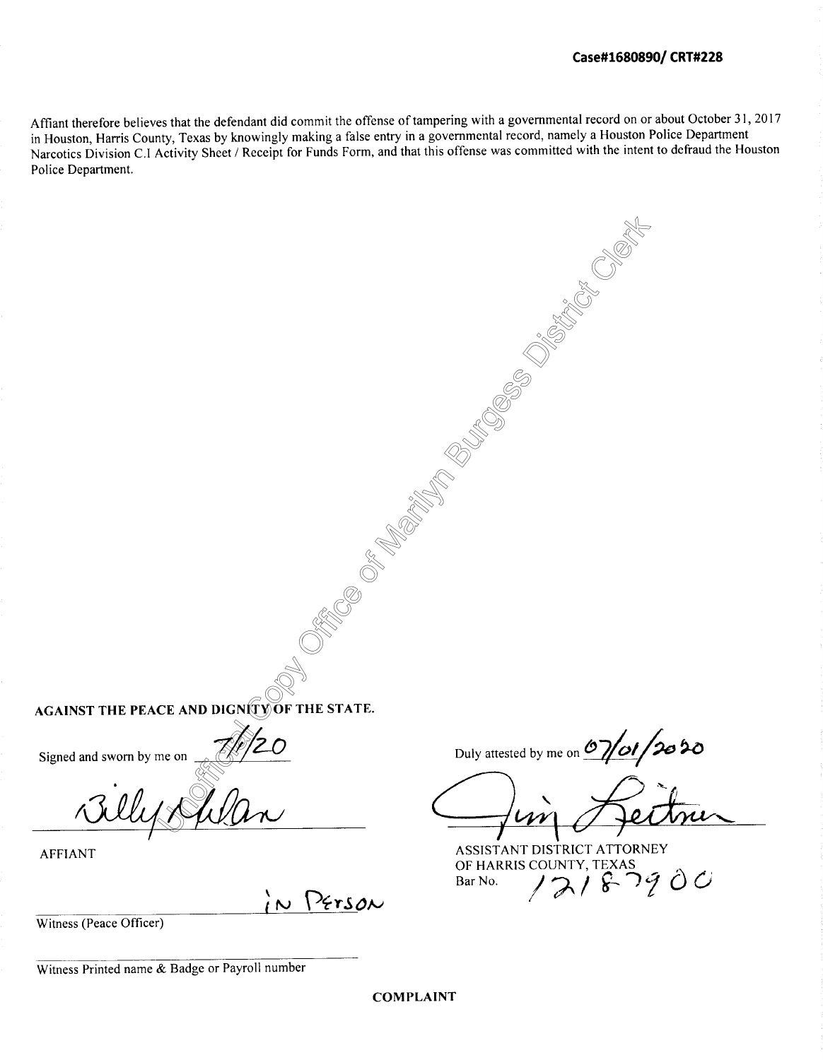Case#1680890/ CRT#228

Affiant therefore believes that the defendant did commit the offense of tampering with a governmental record on or about October 31, 2017 in Houston, Harris County, Texas by knowingly making a false entry in a governmental record, namely a Houston Police Department Narcotics Division C.I Activity Sheet / Receipt for Funds Form, and that this offense was committed with the intent to defraud the Houston Police Department.

**AGAINST THE PEACE AND DIGNITY OF THE STATE.**

Signed and sworn by me on 7/1/20

Billy Nolan

AFFIANT

IN PERSON

Witness (Peace Officer)

Witness Printed name & Badge or Payroll number

Duly attested by me on 07/01/2020

Jim Leitner

ASSISTANT DISTRICT ATTORNEY
OF HARRIS COUNTY, TEXAS
Bar No. 12187900

**COMPLAINT**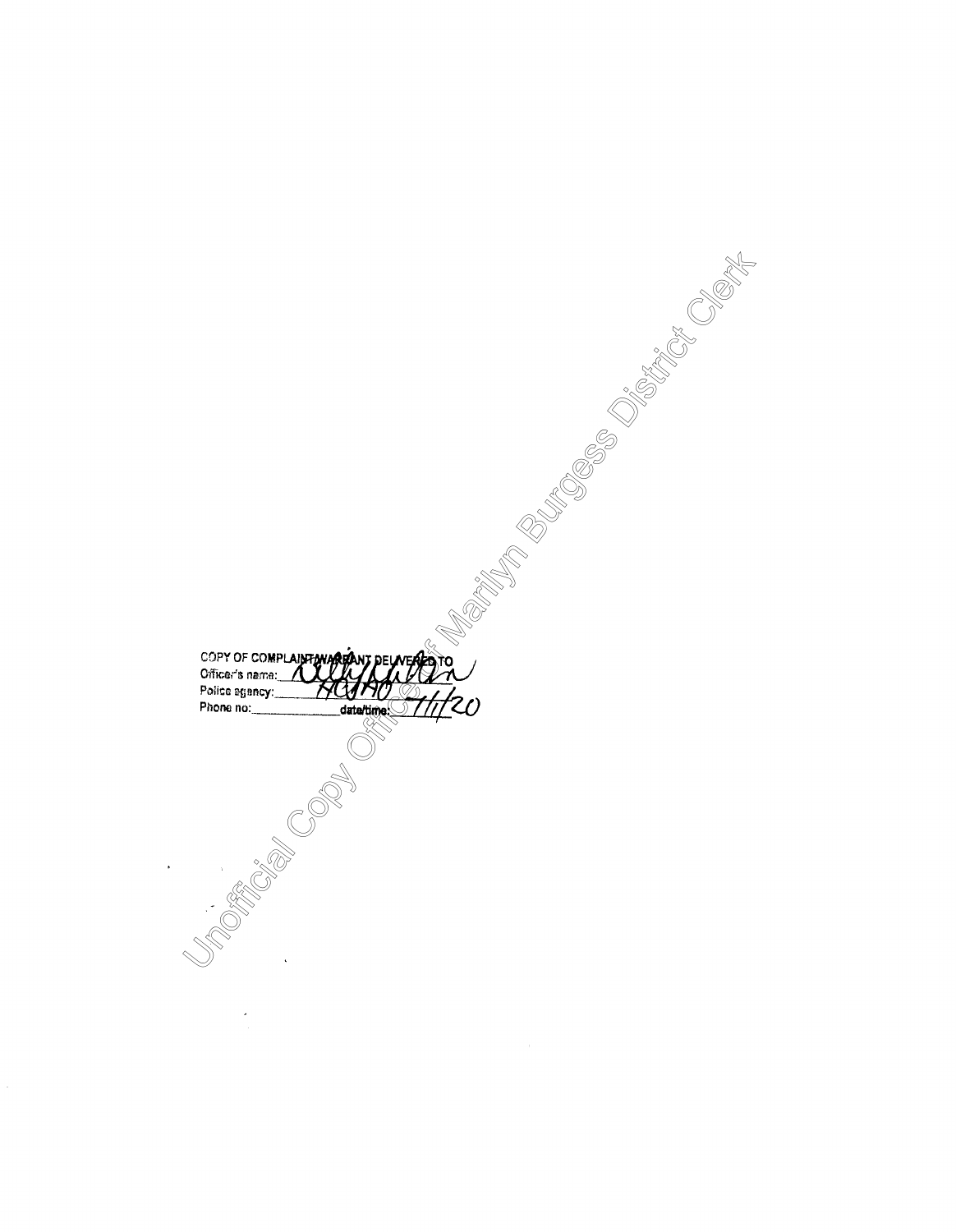COPY OF COMPLAINT/WARRANT DELIVERED TO

Officer's name: ____________

Police agency: HCDAO

Phone no: ____________ date/time: 7/1/20

Unofficial Copy Office of Marilyn Burgess District Clerk